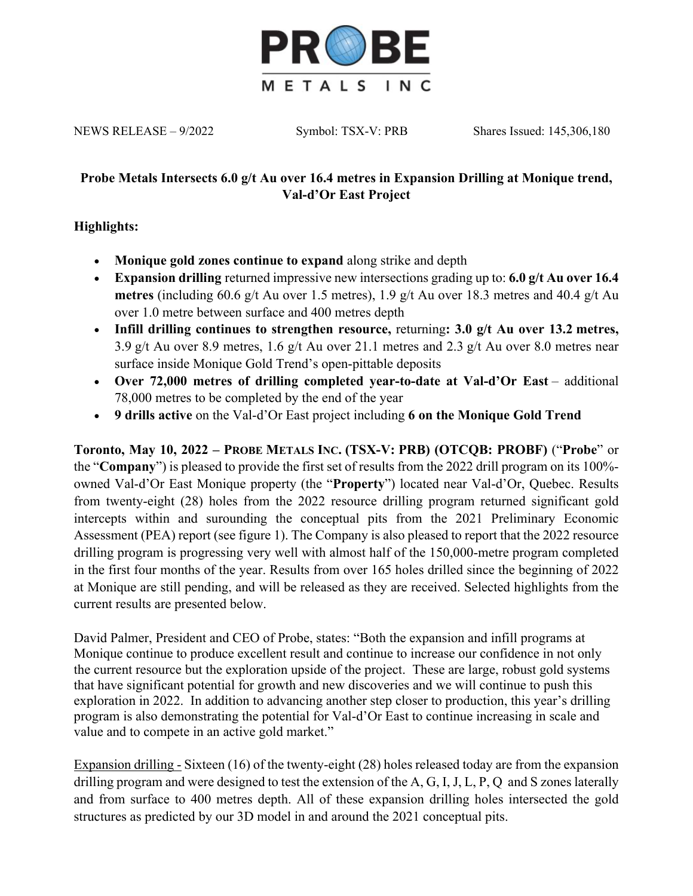PROBE METALS INC

NEWS RELEASE – 9/2022 Symbol: TSX-V: PRB Shares Issued: 145,306,180

**Probe Metals Intersects 6.0 g/t Au over 16.4 metres in Expansion Drilling at Monique trend, Val-d'Or East Project**

**Highlights:**

- **Monique gold zones continue to expand** along strike and depth
- **Expansion drilling** returned impressive new intersections grading up to: **6.0 g/t Au over 16.4 metres** (including 60.6 g/t Au over 1.5 metres), 1.9 g/t Au over 18.3 metres and 40.4 g/t Au over 1.0 metre between surface and 400 metres depth
- **Infill drilling continues to strengthen resource,** returning**: 3.0 g/t Au over 13.2 metres,** 3.9 g/t Au over 8.9 metres, 1.6 g/t Au over 21.1 metres and 2.3 g/t Au over 8.0 metres near surface inside Monique Gold Trend's open-pittable deposits
- **Over 72,000 metres of drilling completed year-to-date at Val-d'Or East** – additional 78,000 metres to be completed by the end of the year
- **9 drills active** on the Val-d'Or East project including **6 on the Monique Gold Trend**

**Toronto, May 10, 2022 – PROBE METALS INC. (TSX-V: PRB) (OTCQB: PROBF)** ("**Probe**" or the "**Company**") is pleased to provide the first set of results from the 2022 drill program on its 100%-owned Val-d'Or East Monique property (the "**Property**") located near Val-d'Or, Quebec. Results from twenty-eight (28) holes from the 2022 resource drilling program returned significant gold intercepts within and surounding the conceptual pits from the 2021 Preliminary Economic Assessment (PEA) report (see figure 1). The Company is also pleased to report that the 2022 resource drilling program is progressing very well with almost half of the 150,000-metre program completed in the first four months of the year. Results from over 165 holes drilled since the beginning of 2022 at Monique are still pending, and will be released as they are received. Selected highlights from the current results are presented below.

David Palmer, President and CEO of Probe, states: "Both the expansion and infill programs at Monique continue to produce excellent result and continue to increase our confidence in not only the current resource but the exploration upside of the project. These are large, robust gold systems that have significant potential for growth and new discoveries and we will continue to push this exploration in 2022. In addition to advancing another step closer to production, this year's drilling program is also demonstrating the potential for Val-d'Or East to continue increasing in scale and value and to compete in an active gold market."

Expansion drilling - Sixteen (16) of the twenty-eight (28) holes released today are from the expansion drilling program and were designed to test the extension of the A, G, I, J, L, P, Q and S zones laterally and from surface to 400 metres depth. All of these expansion drilling holes intersected the gold structures as predicted by our 3D model in and around the 2021 conceptual pits.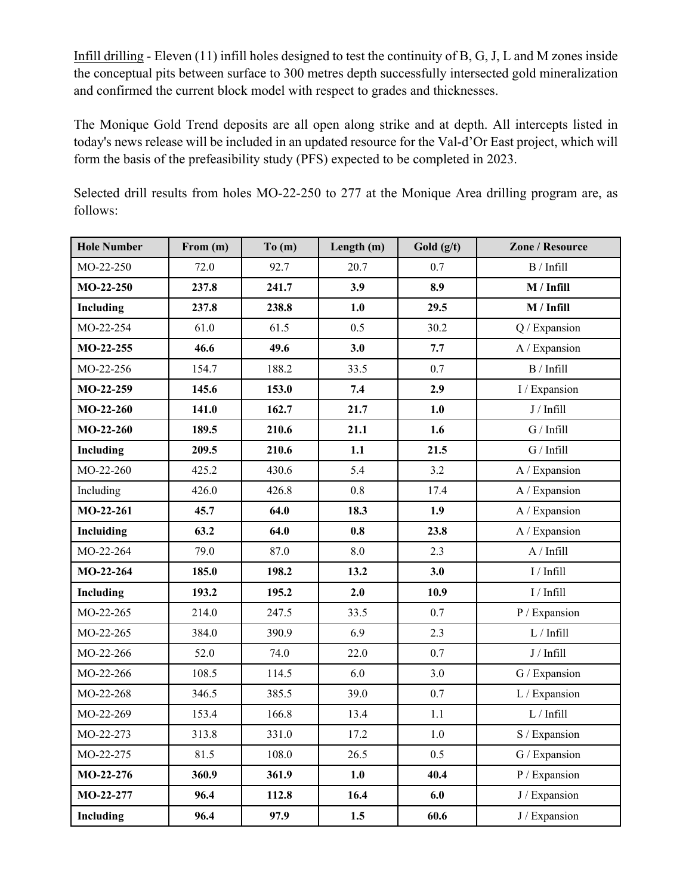<u>Infill drilling</u> - Eleven (11) infill holes designed to test the continuity of B, G, J, L and M zones inside the conceptual pits between surface to 300 metres depth successfully intersected gold mineralization and confirmed the current block model with respect to grades and thicknesses.

The Monique Gold Trend deposits are all open along strike and at depth. All intercepts listed in today's news release will be included in an updated resource for the Val-d'Or East project, which will form the basis of the prefeasibility study (PFS) expected to be completed in 2023.

Selected drill results from holes MO-22-250 to 277 at the Monique Area drilling program are, as follows:

| Hole Number | From (m) | To (m) | Length (m) | Gold (g/t) | Zone / Resource |
|---|---|---|---|---|---|
| MO-22-250 | 72.0 | 92.7 | 20.7 | 0.7 | B / Infill |
| **MO-22-250** | **237.8** | **241.7** | **3.9** | **8.9** | **M / Infill** |
| **Including** | **237.8** | **238.8** | **1.0** | **29.5** | **M / Infill** |
| MO-22-254 | 61.0 | 61.5 | 0.5 | 30.2 | Q / Expansion |
| **MO-22-255** | **46.6** | **49.6** | **3.0** | **7.7** | A / Expansion |
| MO-22-256 | 154.7 | 188.2 | 33.5 | 0.7 | B / Infill |
| **MO-22-259** | **145.6** | **153.0** | **7.4** | **2.9** | I / Expansion |
| **MO-22-260** | **141.0** | **162.7** | **21.7** | **1.0** | J / Infill |
| **MO-22-260** | **189.5** | **210.6** | **21.1** | **1.6** | G / Infill |
| **Including** | **209.5** | **210.6** | **1.1** | **21.5** | G / Infill |
| MO-22-260 | 425.2 | 430.6 | 5.4 | 3.2 | A / Expansion |
| Including | 426.0 | 426.8 | 0.8 | 17.4 | A / Expansion |
| **MO-22-261** | **45.7** | **64.0** | **18.3** | **1.9** | A / Expansion |
| **Incluiding** | **63.2** | **64.0** | **0.8** | **23.8** | A / Expansion |
| MO-22-264 | 79.0 | 87.0 | 8.0 | 2.3 | A / Infill |
| **MO-22-264** | **185.0** | **198.2** | **13.2** | **3.0** | I / Infill |
| **Including** | **193.2** | **195.2** | **2.0** | **10.9** | I / Infill |
| MO-22-265 | 214.0 | 247.5 | 33.5 | 0.7 | P / Expansion |
| MO-22-265 | 384.0 | 390.9 | 6.9 | 2.3 | L / Infill |
| MO-22-266 | 52.0 | 74.0 | 22.0 | 0.7 | J / Infill |
| MO-22-266 | 108.5 | 114.5 | 6.0 | 3.0 | G / Expansion |
| MO-22-268 | 346.5 | 385.5 | 39.0 | 0.7 | L / Expansion |
| MO-22-269 | 153.4 | 166.8 | 13.4 | 1.1 | L / Infill |
| MO-22-273 | 313.8 | 331.0 | 17.2 | 1.0 | S / Expansion |
| MO-22-275 | 81.5 | 108.0 | 26.5 | 0.5 | G / Expansion |
| **MO-22-276** | **360.9** | **361.9** | **1.0** | **40.4** | P / Expansion |
| **MO-22-277** | **96.4** | **112.8** | **16.4** | **6.0** | J / Expansion |
| **Including** | **96.4** | **97.9** | **1.5** | **60.6** | J / Expansion |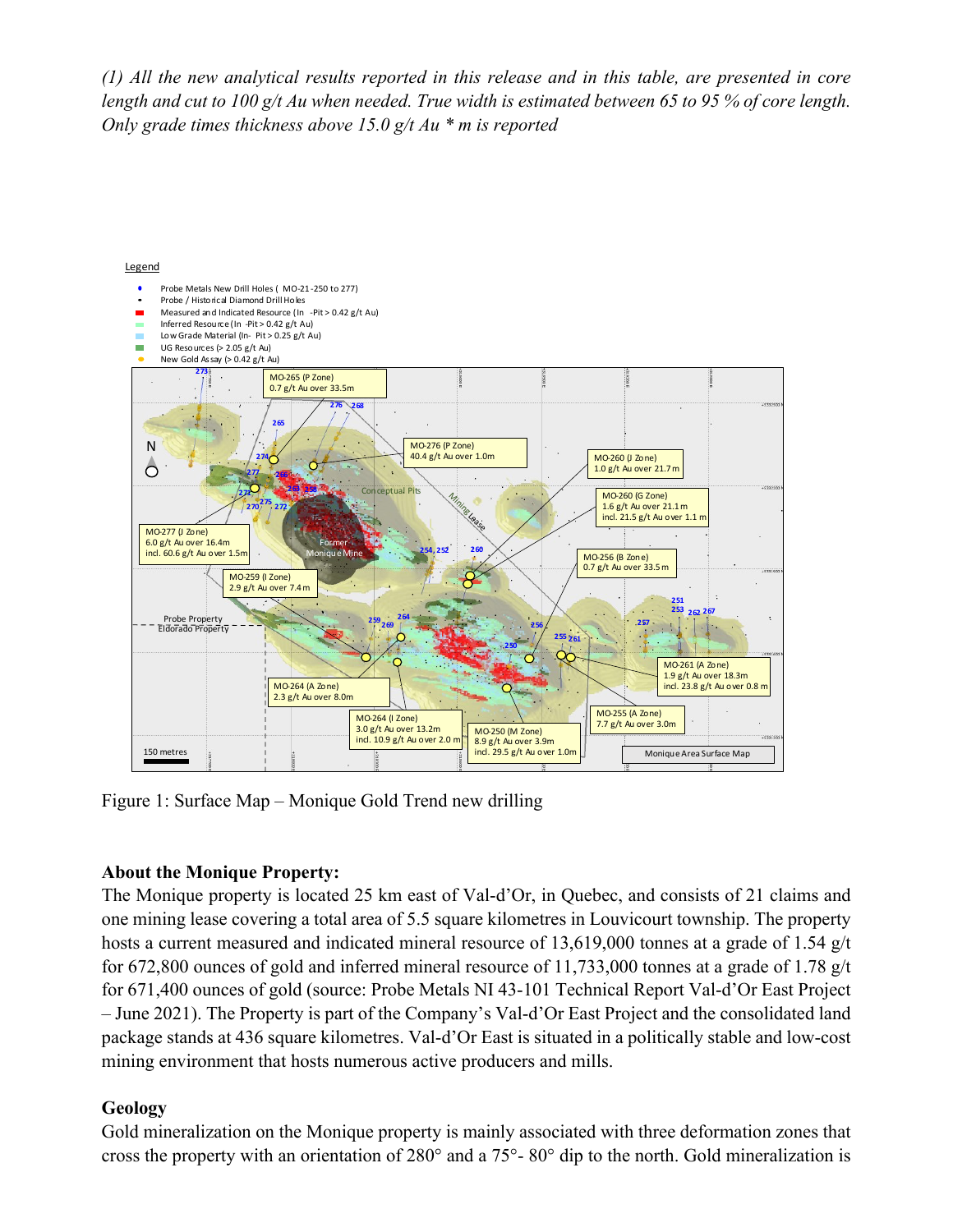*(1) All the new analytical results reported in this release and in this table, are presented in core length and cut to 100 g/t Au when needed. True width is estimated between 65 to 95 % of core length. Only grade times thickness above 15.0 g/t Au * m is reported*

Figure 1: Surface Map – Monique Gold Trend new drilling

**About the Monique Property:**
The Monique property is located 25 km east of Val-d'Or, in Quebec, and consists of 21 claims and one mining lease covering a total area of 5.5 square kilometres in Louvicourt township. The property hosts a current measured and indicated mineral resource of 13,619,000 tonnes at a grade of 1.54 g/t for 672,800 ounces of gold and inferred mineral resource of 11,733,000 tonnes at a grade of 1.78 g/t for 671,400 ounces of gold (source: Probe Metals NI 43-101 Technical Report Val-d'Or East Project – June 2021). The Property is part of the Company's Val-d'Or East Project and the consolidated land package stands at 436 square kilometres. Val-d'Or East is situated in a politically stable and low-cost mining environment that hosts numerous active producers and mills.

**Geology**
Gold mineralization on the Monique property is mainly associated with three deformation zones that cross the property with an orientation of 280° and a 75°- 80° dip to the north. Gold mineralization is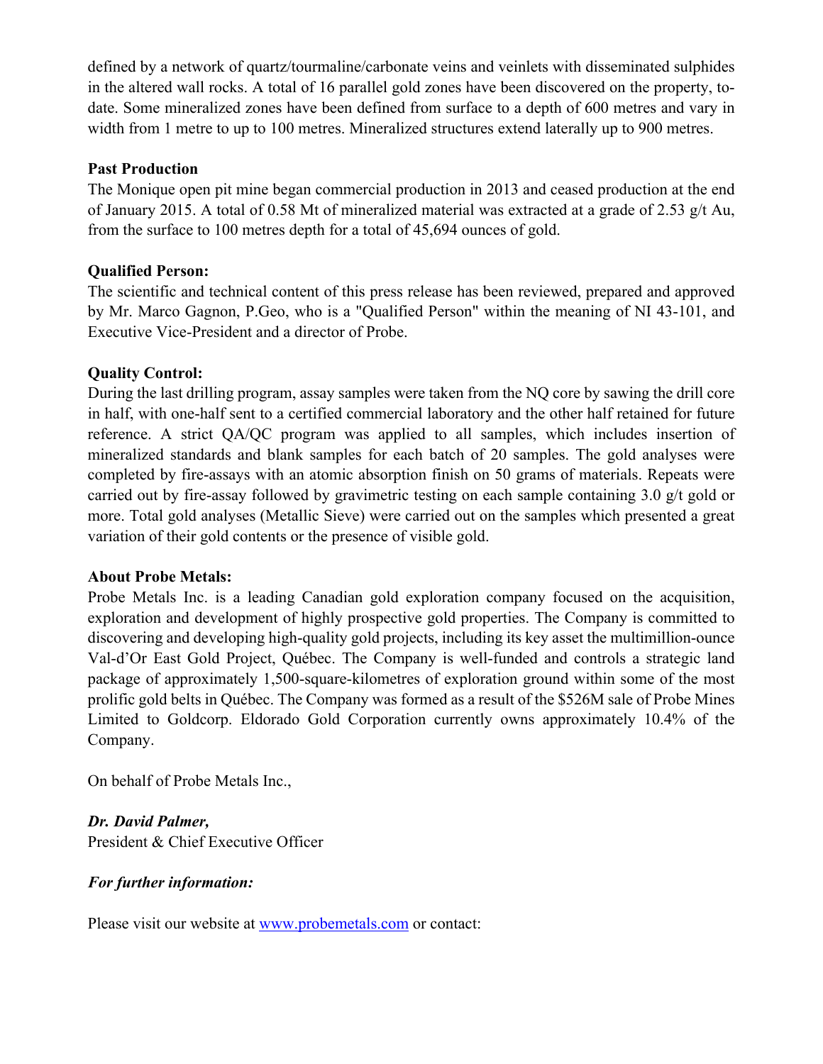defined by a network of quartz/tourmaline/carbonate veins and veinlets with disseminated sulphides in the altered wall rocks. A total of 16 parallel gold zones have been discovered on the property, to-date. Some mineralized zones have been defined from surface to a depth of 600 metres and vary in width from 1 metre to up to 100 metres. Mineralized structures extend laterally up to 900 metres.

**Past Production**

The Monique open pit mine began commercial production in 2013 and ceased production at the end of January 2015. A total of 0.58 Mt of mineralized material was extracted at a grade of 2.53 g/t Au, from the surface to 100 metres depth for a total of 45,694 ounces of gold.

**Qualified Person:**

The scientific and technical content of this press release has been reviewed, prepared and approved by Mr. Marco Gagnon, P.Geo, who is a "Qualified Person" within the meaning of NI 43-101, and Executive Vice-President and a director of Probe.

**Quality Control:**

During the last drilling program, assay samples were taken from the NQ core by sawing the drill core in half, with one-half sent to a certified commercial laboratory and the other half retained for future reference. A strict QA/QC program was applied to all samples, which includes insertion of mineralized standards and blank samples for each batch of 20 samples. The gold analyses were completed by fire-assays with an atomic absorption finish on 50 grams of materials. Repeats were carried out by fire-assay followed by gravimetric testing on each sample containing 3.0 g/t gold or more. Total gold analyses (Metallic Sieve) were carried out on the samples which presented a great variation of their gold contents or the presence of visible gold.

**About Probe Metals:**

Probe Metals Inc. is a leading Canadian gold exploration company focused on the acquisition, exploration and development of highly prospective gold properties. The Company is committed to discovering and developing high-quality gold projects, including its key asset the multimillion-ounce Val-d'Or East Gold Project, Québec. The Company is well-funded and controls a strategic land package of approximately 1,500-square-kilometres of exploration ground within some of the most prolific gold belts in Québec. The Company was formed as a result of the $526M sale of Probe Mines Limited to Goldcorp. Eldorado Gold Corporation currently owns approximately 10.4% of the Company.

On behalf of Probe Metals Inc.,

***Dr. David Palmer,***
President & Chief Executive Officer

***For further information:***

Please visit our website at [www.probemetals.com](http://www.probemetals.com) or contact: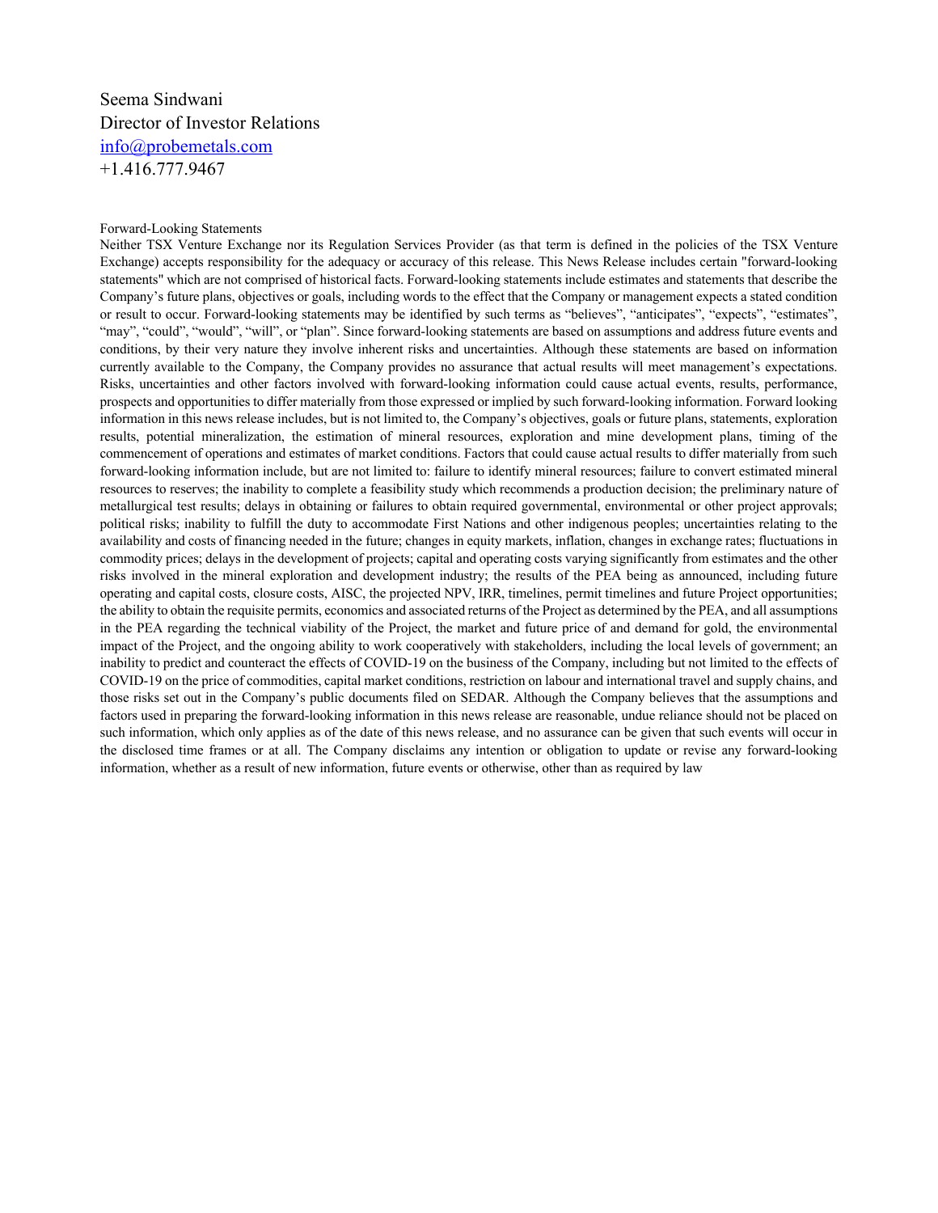Seema Sindwani
Director of Investor Relations
info@probemetals.com
+1.416.777.9467

Forward-Looking Statements

Neither TSX Venture Exchange nor its Regulation Services Provider (as that term is defined in the policies of the TSX Venture Exchange) accepts responsibility for the adequacy or accuracy of this release. This News Release includes certain "forward-looking statements" which are not comprised of historical facts. Forward-looking statements include estimates and statements that describe the Company's future plans, objectives or goals, including words to the effect that the Company or management expects a stated condition or result to occur. Forward-looking statements may be identified by such terms as "believes", "anticipates", "expects", "estimates", "may", "could", "would", "will", or "plan". Since forward-looking statements are based on assumptions and address future events and conditions, by their very nature they involve inherent risks and uncertainties. Although these statements are based on information currently available to the Company, the Company provides no assurance that actual results will meet management's expectations. Risks, uncertainties and other factors involved with forward-looking information could cause actual events, results, performance, prospects and opportunities to differ materially from those expressed or implied by such forward-looking information. Forward looking information in this news release includes, but is not limited to, the Company's objectives, goals or future plans, statements, exploration results, potential mineralization, the estimation of mineral resources, exploration and mine development plans, timing of the commencement of operations and estimates of market conditions. Factors that could cause actual results to differ materially from such forward-looking information include, but are not limited to: failure to identify mineral resources; failure to convert estimated mineral resources to reserves; the inability to complete a feasibility study which recommends a production decision; the preliminary nature of metallurgical test results; delays in obtaining or failures to obtain required governmental, environmental or other project approvals; political risks; inability to fulfill the duty to accommodate First Nations and other indigenous peoples; uncertainties relating to the availability and costs of financing needed in the future; changes in equity markets, inflation, changes in exchange rates; fluctuations in commodity prices; delays in the development of projects; capital and operating costs varying significantly from estimates and the other risks involved in the mineral exploration and development industry; the results of the PEA being as announced, including future operating and capital costs, closure costs, AISC, the projected NPV, IRR, timelines, permit timelines and future Project opportunities; the ability to obtain the requisite permits, economics and associated returns of the Project as determined by the PEA, and all assumptions in the PEA regarding the technical viability of the Project, the market and future price of and demand for gold, the environmental impact of the Project, and the ongoing ability to work cooperatively with stakeholders, including the local levels of government; an inability to predict and counteract the effects of COVID-19 on the business of the Company, including but not limited to the effects of COVID-19 on the price of commodities, capital market conditions, restriction on labour and international travel and supply chains, and those risks set out in the Company's public documents filed on SEDAR. Although the Company believes that the assumptions and factors used in preparing the forward-looking information in this news release are reasonable, undue reliance should not be placed on such information, which only applies as of the date of this news release, and no assurance can be given that such events will occur in the disclosed time frames or at all. The Company disclaims any intention or obligation to update or revise any forward-looking information, whether as a result of new information, future events or otherwise, other than as required by law